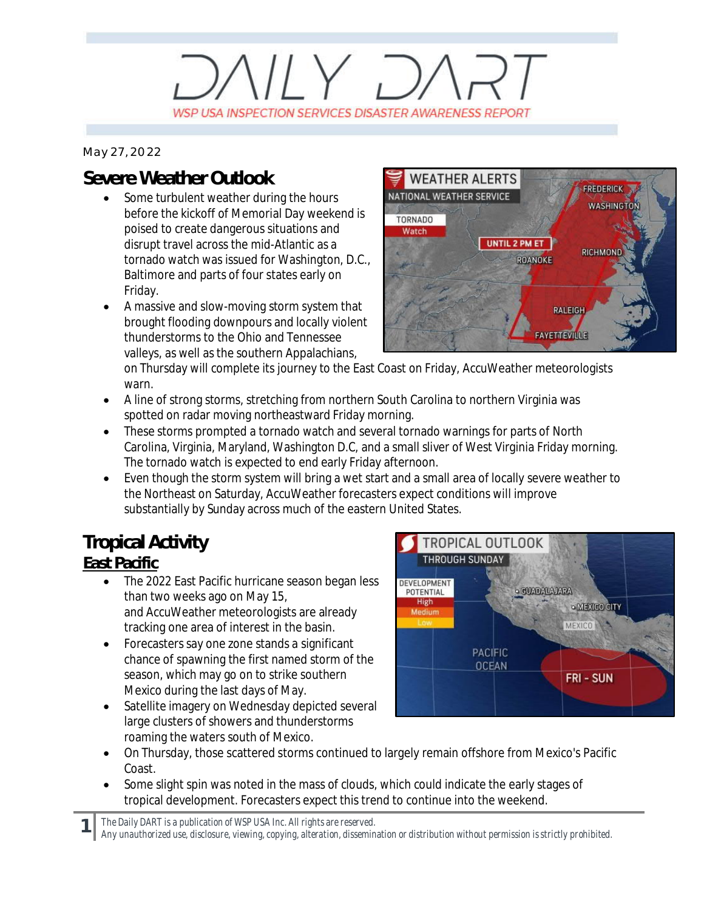# DAILY DART

WSP USA INSPECTION SERVICES DISASTER AWARENESS REPORT

May 27, 2022

## Severe Weather Outlook

- Some turbulent weather during the hours before the kickoff of Memorial Day weekend is poised to create dangerous situations and disrupt travel across the mid-Atlantic as a tornado watch was issued for Washington, D.C., Baltimore and parts of four states early on Friday.
- A massive and slow-moving storm system that brought flooding downpours and locally violent thunderstorms to the Ohio and Tennessee valleys, as well as the southern Appalachians, on Thursday will complete its journey to the East Coast on Friday, AccuWeather meteorologists warn.
- A line of strong storms, stretching from northern South Carolina to northern Virginia was spotted on radar moving northeastward Friday morning.
- These storms prompted a tornado watch and several tornado warnings for parts of North Carolina, Virginia, Maryland, Washington D.C, and a small sliver of West Virginia Friday morning. The tornado watch is expected to end early Friday afternoon.
- Even though the storm system will bring a wet start and a small area of locally severe weather to the Northeast on Saturday, AccuWeather forecasters expect conditions will improve substantially by Sunday across much of the eastern United States.

## Tropical Activity

### East Pacific

- The 2022 East Pacific hurricane season began less than two weeks ago on May 15, and AccuWeather meteorologists are already tracking one area of interest in the basin.
- Forecasters say one zone stands a significant chance of spawning the first named storm of the season, which may go on to strike southern Mexico during the last days of May.
- Satellite imagery on Wednesday depicted several large clusters of showers and thunderstorms roaming the waters south of Mexico.
- On Thursday, those scattered storms continued to largely remain offshore from Mexico's Pacific Coast.
- Some slight spin was noted in the mass of clouds, which could indicate the early stages of tropical development. Forecasters expect this trend to continue into the weekend.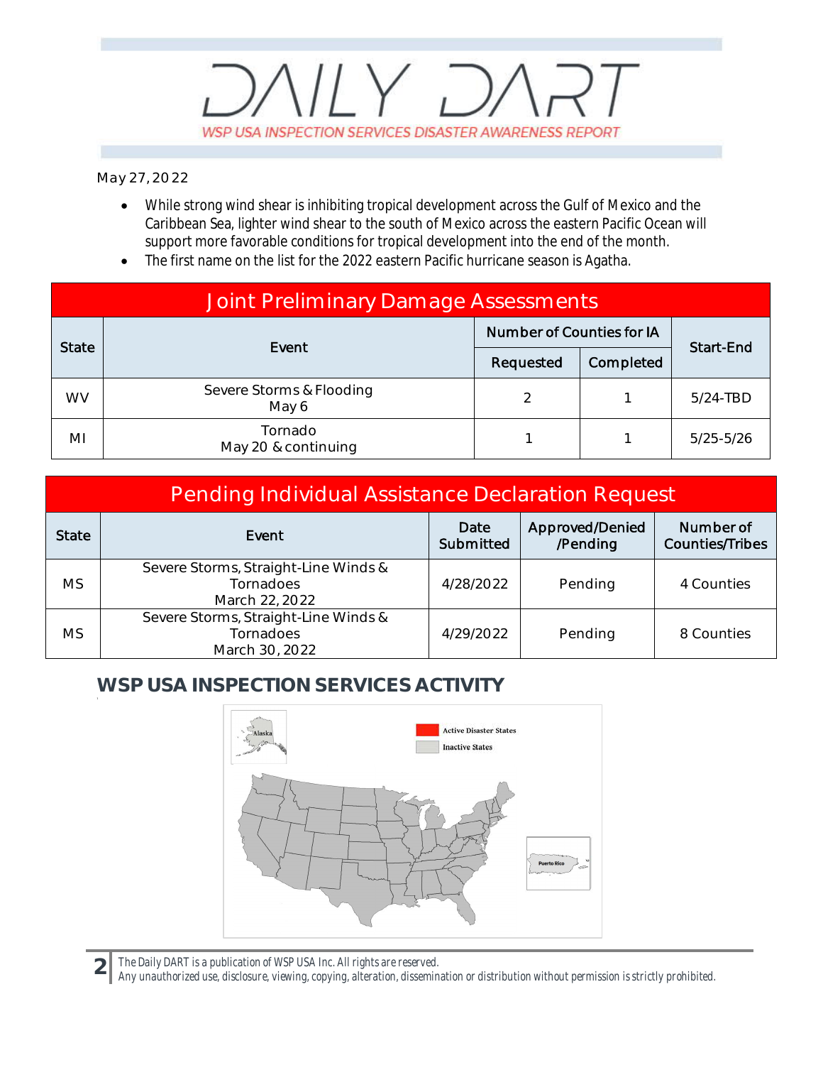# DAILY DART

WSP USA INSPECTION SERVICES DISASTER AWARENESS REPORT

May 27, 2022

- While strong wind shear is inhibiting tropical development across the Gulf of Mexico and the Caribbean Sea, lighter wind shear to the south of Mexico across the eastern Pacific Ocean will support more favorable conditions for tropical development into the end of the month.
- The first name on the list for the 2022 eastern Pacific hurricane season is Agatha.

## Joint Preliminary Damage Assessments

| State | Event | Number of Counties for IA | | Start-End |
|---|---|---|---|---|
| | | Requested | Completed | |
| WV | Severe Storms & Flooding<br>May 6 | 2 | 1 | 5/24-TBD |
| MI | Tornado<br>May 20 & continuing | 1 | 1 | 5/25-5/26 |

## Pending Individual Assistance Declaration Request

| State | Event | Date Submitted | Approved/Denied /Pending | Number of Counties/Tribes |
|---|---|---|---|---|
| MS | Severe Storms, Straight-Line Winds & Tornadoes<br>March 22, 2022 | 4/28/2022 | Pending | 4 Counties |
| MS | Severe Storms, Straight-Line Winds & Tornadoes<br>March 30, 2022 | 4/29/2022 | Pending | 8 Counties |

## WSP USA INSPECTION SERVICES ACTIVITY

Active Disaster States

Inactive States

Alaska

Puerto Rico

*The Daily DART is a publication of WSP USA Inc. All rights are reserved.*
*Any unauthorized use, disclosure, viewing, copying, alteration, dissemination or distribution without permission is strictly prohibited.*